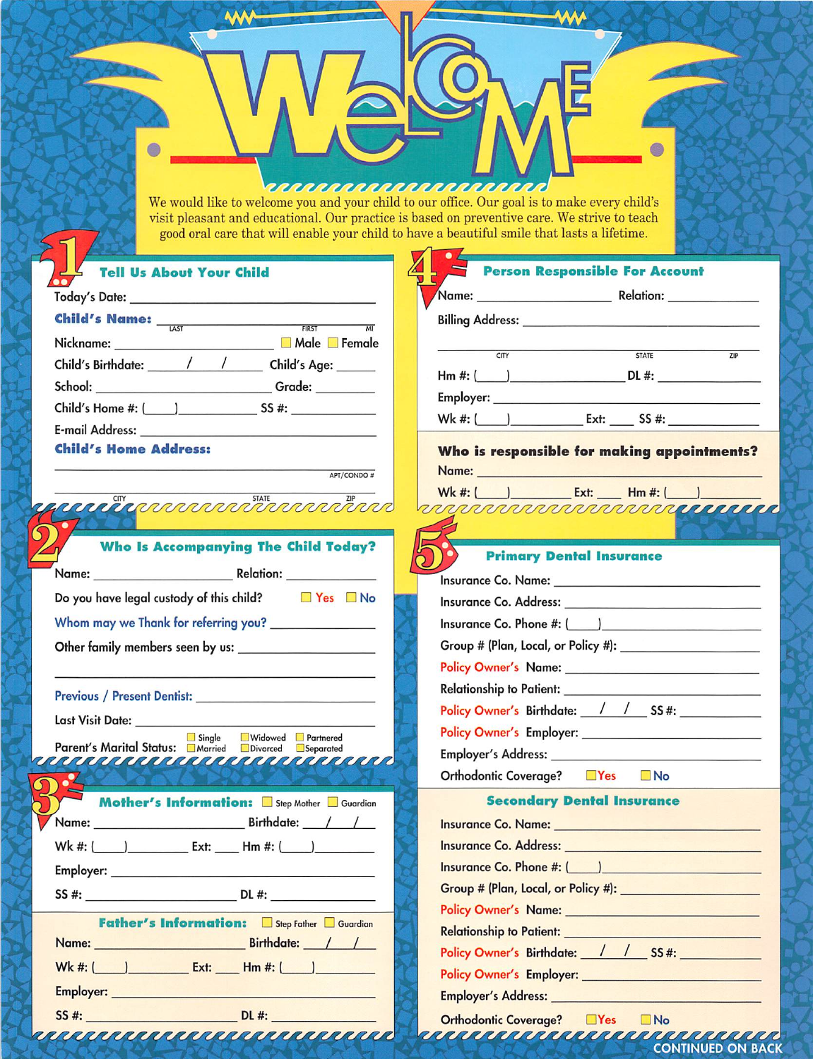# Welcome

We would like to welcome you and your child to our office. Our goal is to make every child's visit pleasant and educational. Our practice is based on preventive care. We strive to teach good oral care that will enable your child to have a beautiful smile that lasts a lifetime.

## 1 Tell Us About Your Child

Today's Date: ______________________

**Child's Name:** ______________________
LAST FIRST MI

Nickname: ______________________ ☐ Male ☐ Female

Child's Birthdate: ____ / ____ / ____ Child's Age: ______

School: ______________________ Grade: ________

Child's Home #: (____)__________ SS #: __________

E-mail Address: ______________________

**Child's Home Address:**

______________________ APT/CONDO #

______________________
CITY STATE ZIP

## 2 Who Is Accompanying The Child Today?

Name: ______________________ Relation: __________

Do you have legal custody of this child? ☐ Yes ☐ No

Whom may we Thank for referring you? ______________________

Other family members seen by us: ______________________

Previous / Present Dentist: ______________________

Last Visit Date: ______________________

Parent's Marital Status: ☐ Single ☐ Married ☐ Widowed ☐ Divorced ☐ Partnered ☐ Separated

## 3 Mother's Information: ☐ Step Mother ☐ Guardian

Name: ______________________ Birthdate: ____ / ____ / ____

Wk #: (____)__________ Ext: ____ Hm #: (____)__________

Employer: ______________________

SS #: ______________________ DL #: ______________________

### Father's Information: ☐ Step Father ☐ Guardian

Name: ______________________ Birthdate: ____ / ____ / ____

Wk #: (____)__________ Ext: ____ Hm #: (____)__________

Employer: ______________________

SS #: ______________________ DL #: ______________________

## 4 Person Responsible For Account

Name: ______________________ Relation: __________

Billing Address: ______________________

______________________
CITY STATE ZIP

Hm #: (____)__________ DL #: __________

Employer: ______________________

Wk #: (____)__________ Ext: ____ SS #: __________

**Who is responsible for making appointments?**

Name: ______________________

Wk #: (____)__________ Ext: ____ Hm #: (____)__________

## 5 Primary Dental Insurance

Insurance Co. Name: ______________________

Insurance Co. Address: ______________________

Insurance Co. Phone #: (____)__________

Group # (Plan, Local, or Policy #): ______________________

Policy Owner's Name: ______________________

Relationship to Patient: ______________________

Policy Owner's Birthdate: ____ / ____ / ____ SS #: __________

Policy Owner's Employer: ______________________

Employer's Address: ______________________

Orthodontic Coverage? ☐ Yes ☐ No

### Secondary Dental Insurance

Insurance Co. Name: ______________________

Insurance Co. Address: ______________________

Insurance Co. Phone #: (____)__________

Group # (Plan, Local, or Policy #): ______________________

Policy Owner's Name: ______________________

Relationship to Patient: ______________________

Policy Owner's Birthdate: ____ / ____ / ____ SS #: __________

Policy Owner's Employer: ______________________

Employer's Address: ______________________

Orthodontic Coverage? ☐ Yes ☐ No

CONTINUED ON BACK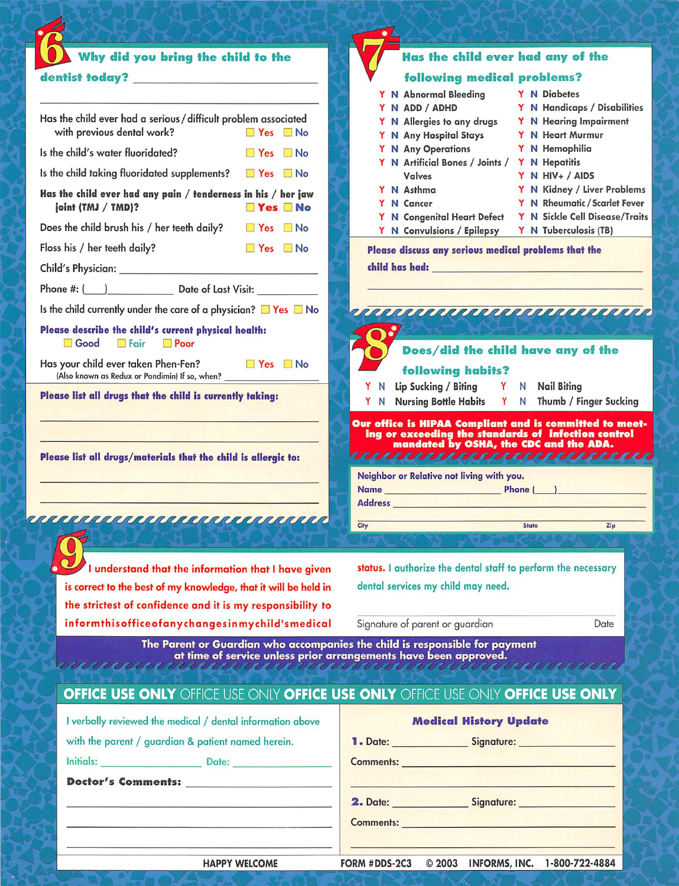## 6 Why did you bring the child to the dentist today? ______________________

______________________________________________

Has the child ever had a serious / difficult problem associated with previous dental work? ☐ Yes ☐ No

Is the child's water fluoridated? ☐ Yes ☐ No

Is the child taking fluoridated supplements? ☐ Yes ☐ No

**Has the child ever had any pain / tenderness in his / her jaw joint (TMJ / TMD)?** ☐ **Yes** ☐ **No**

Does the child brush his / her teeth daily? ☐ Yes ☐ No

Floss his / her teeth daily? ☐ Yes ☐ No

Child's Physician: ______________________

Phone #: (____)____________ Date of Last Visit: __________

Is the child currently under the care of a physician? ☐ Yes ☐ No

**Please describe the child's current physical health:**
☐ Good ☐ Fair ☐ Poor

Has your child ever taken Phen-Fen? ☐ Yes ☐ No
(Also known as Redux or Pondimin) If so, when? __________

**Please list all drugs that the child is currently taking:**

______________________________________________

______________________________________________

**Please list all drugs/materials that the child is allergic to:**

______________________________________________

______________________________________________

## 7 Has the child ever had any of the following medical problems?

| | |
|---|---|
| Y N Abnormal Bleeding | Y N Diabetes |
| Y N ADD / ADHD | Y N Handicaps / Disabilities |
| Y N Allergies to any drugs | Y N Hearing Impairment |
| Y N Any Hospital Stays | Y N Heart Murmur |
| Y N Any Operations | Y N Hemophilia |
| Y N Artificial Bones / Joints / Valves | Y N Hepatitis |
| | Y N HIV+ / AIDS |
| Y N Asthma | Y N Kidney / Liver Problems |
| Y N Cancer | Y N Rheumatic / Scarlet Fever |
| Y N Congenital Heart Defect | Y N Sickle Cell Disease/Traits |
| Y N Convulsions / Epilepsy | Y N Tuberculosis (TB) |

**Please discuss any serious medical problems that the child has had:** ______________________

______________________________________________

## 8 Does/did the child have any of the following habits?

| | |
|---|---|
| Y N Lip Sucking / Biting | Y N Nail Biting |
| Y N Nursing Bottle Habits | Y N Thumb / Finger Sucking |

**Our office is HIPAA Compliant and is committed to meeting or exceeding the standards of infection control mandated by OSHA, the CDC and the ADA.**

Neighbor or Relative not living with you.
Name ______________________ Phone (____)______________
Address ______________________________________________
City ______________ State ______________ Zip ______________

## 9

I understand that the information that I have given is correct to the best of my knowledge, that it will be held in the strictest of confidence and it is my responsibility to inform this office of any changes in my child's medical status. I authorize the dental staff to perform the necessary dental services my child may need.

______________________________________________
Signature of parent or guardian Date

**The Parent or Guardian who accompanies the child is responsible for payment at time of service unless prior arrangements have been approved.**

## OFFICE USE ONLY OFFICE USE ONLY OFFICE USE ONLY OFFICE USE ONLY OFFICE USE ONLY

I verbally reviewed the medical / dental information above with the parent / guardian & patient named herein.

Initials: ______________ Date: ______________

**Doctor's Comments:** ______________________

______________________________________________

______________________________________________

______________________________________________

**Medical History Update**

**1.** Date: __________ Signature: ______________

Comments: ______________________________________

______________________________________________

**2.** Date: __________ Signature: ______________

Comments: ______________________________________

______________________________________________

HAPPY WELCOME FORM #DDS-2C3 © 2003 INFORMS, INC. 1-800-722-4884